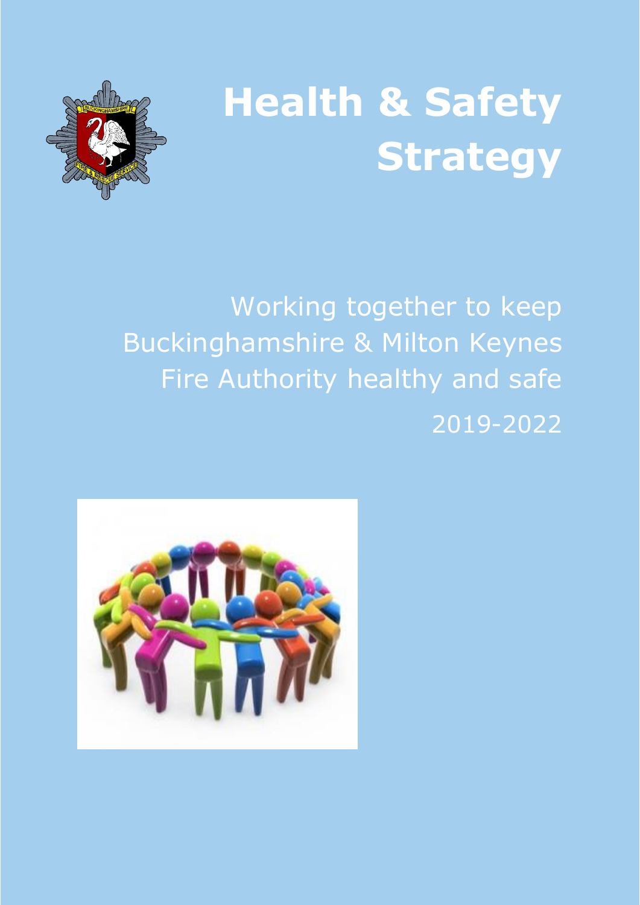# Health & Safety Strategy

Working together to keep Buckinghamshire & Milton Keynes Fire Authority healthy and safe

2019-2022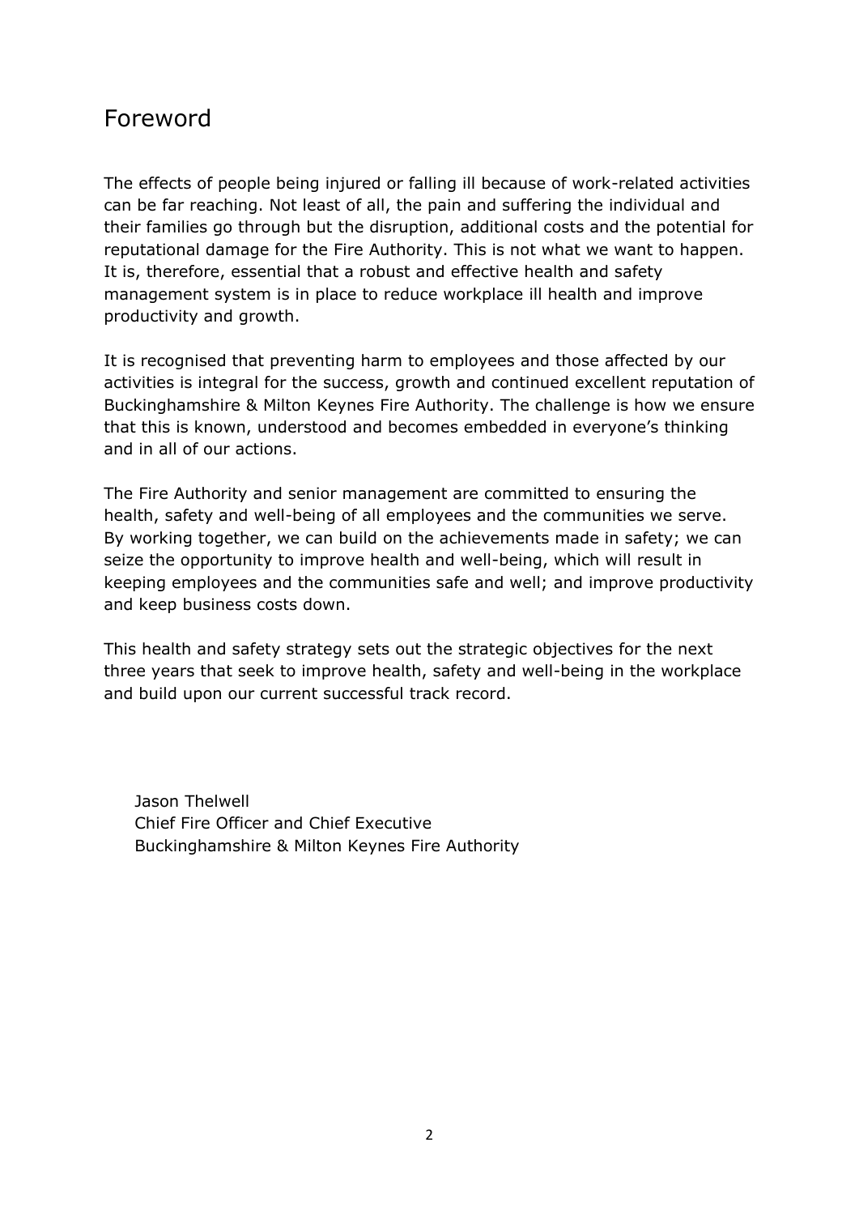# Foreword

The effects of people being injured or falling ill because of work-related activities can be far reaching. Not least of all, the pain and suffering the individual and their families go through but the disruption, additional costs and the potential for reputational damage for the Fire Authority. This is not what we want to happen. It is, therefore, essential that a robust and effective health and safety management system is in place to reduce workplace ill health and improve productivity and growth.

It is recognised that preventing harm to employees and those affected by our activities is integral for the success, growth and continued excellent reputation of Buckinghamshire & Milton Keynes Fire Authority. The challenge is how we ensure that this is known, understood and becomes embedded in everyone's thinking and in all of our actions.

The Fire Authority and senior management are committed to ensuring the health, safety and well-being of all employees and the communities we serve. By working together, we can build on the achievements made in safety; we can seize the opportunity to improve health and well-being, which will result in keeping employees and the communities safe and well; and improve productivity and keep business costs down.

This health and safety strategy sets out the strategic objectives for the next three years that seek to improve health, safety and well-being in the workplace and build upon our current successful track record.

Jason Thelwell
Chief Fire Officer and Chief Executive
Buckinghamshire & Milton Keynes Fire Authority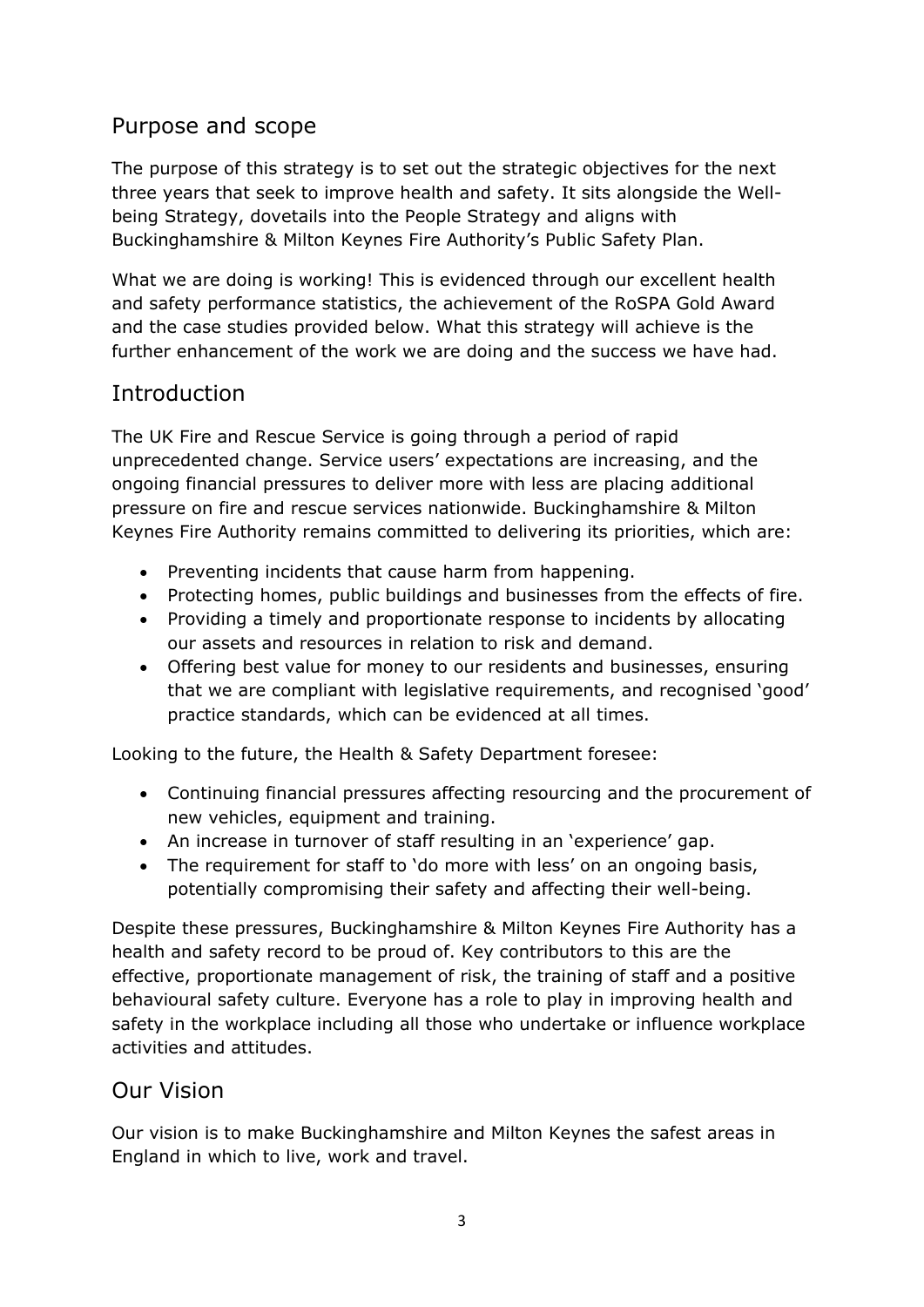## Purpose and scope

The purpose of this strategy is to set out the strategic objectives for the next three years that seek to improve health and safety. It sits alongside the Well-being Strategy, dovetails into the People Strategy and aligns with Buckinghamshire & Milton Keynes Fire Authority's Public Safety Plan.

What we are doing is working! This is evidenced through our excellent health and safety performance statistics, the achievement of the RoSPA Gold Award and the case studies provided below. What this strategy will achieve is the further enhancement of the work we are doing and the success we have had.

## Introduction

The UK Fire and Rescue Service is going through a period of rapid unprecedented change. Service users' expectations are increasing, and the ongoing financial pressures to deliver more with less are placing additional pressure on fire and rescue services nationwide. Buckinghamshire & Milton Keynes Fire Authority remains committed to delivering its priorities, which are:

- Preventing incidents that cause harm from happening.
- Protecting homes, public buildings and businesses from the effects of fire.
- Providing a timely and proportionate response to incidents by allocating our assets and resources in relation to risk and demand.
- Offering best value for money to our residents and businesses, ensuring that we are compliant with legislative requirements, and recognised 'good' practice standards, which can be evidenced at all times.

Looking to the future, the Health & Safety Department foresee:

- Continuing financial pressures affecting resourcing and the procurement of new vehicles, equipment and training.
- An increase in turnover of staff resulting in an 'experience' gap.
- The requirement for staff to 'do more with less' on an ongoing basis, potentially compromising their safety and affecting their well-being.

Despite these pressures, Buckinghamshire & Milton Keynes Fire Authority has a health and safety record to be proud of. Key contributors to this are the effective, proportionate management of risk, the training of staff and a positive behavioural safety culture. Everyone has a role to play in improving health and safety in the workplace including all those who undertake or influence workplace activities and attitudes.

## Our Vision

Our vision is to make Buckinghamshire and Milton Keynes the safest areas in England in which to live, work and travel.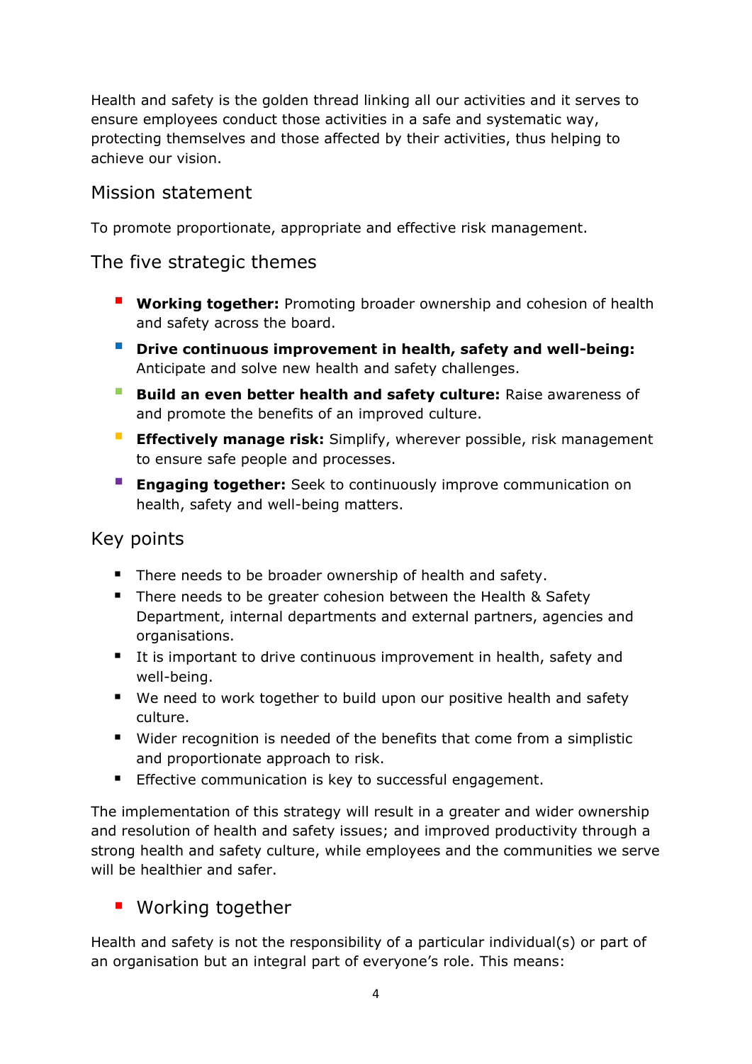Health and safety is the golden thread linking all our activities and it serves to ensure employees conduct those activities in a safe and systematic way, protecting themselves and those affected by their activities, thus helping to achieve our vision.

## Mission statement

To promote proportionate, appropriate and effective risk management.

## The five strategic themes

- **Working together:** Promoting broader ownership and cohesion of health and safety across the board.
- **Drive continuous improvement in health, safety and well-being:** Anticipate and solve new health and safety challenges.
- **Build an even better health and safety culture:** Raise awareness of and promote the benefits of an improved culture.
- **Effectively manage risk:** Simplify, wherever possible, risk management to ensure safe people and processes.
- **Engaging together:** Seek to continuously improve communication on health, safety and well-being matters.

## Key points

- There needs to be broader ownership of health and safety.
- There needs to be greater cohesion between the Health & Safety Department, internal departments and external partners, agencies and organisations.
- It is important to drive continuous improvement in health, safety and well-being.
- We need to work together to build upon our positive health and safety culture.
- Wider recognition is needed of the benefits that come from a simplistic and proportionate approach to risk.
- Effective communication is key to successful engagement.

The implementation of this strategy will result in a greater and wider ownership and resolution of health and safety issues; and improved productivity through a strong health and safety culture, while employees and the communities we serve will be healthier and safer.

## Working together

Health and safety is not the responsibility of a particular individual(s) or part of an organisation but an integral part of everyone's role. This means: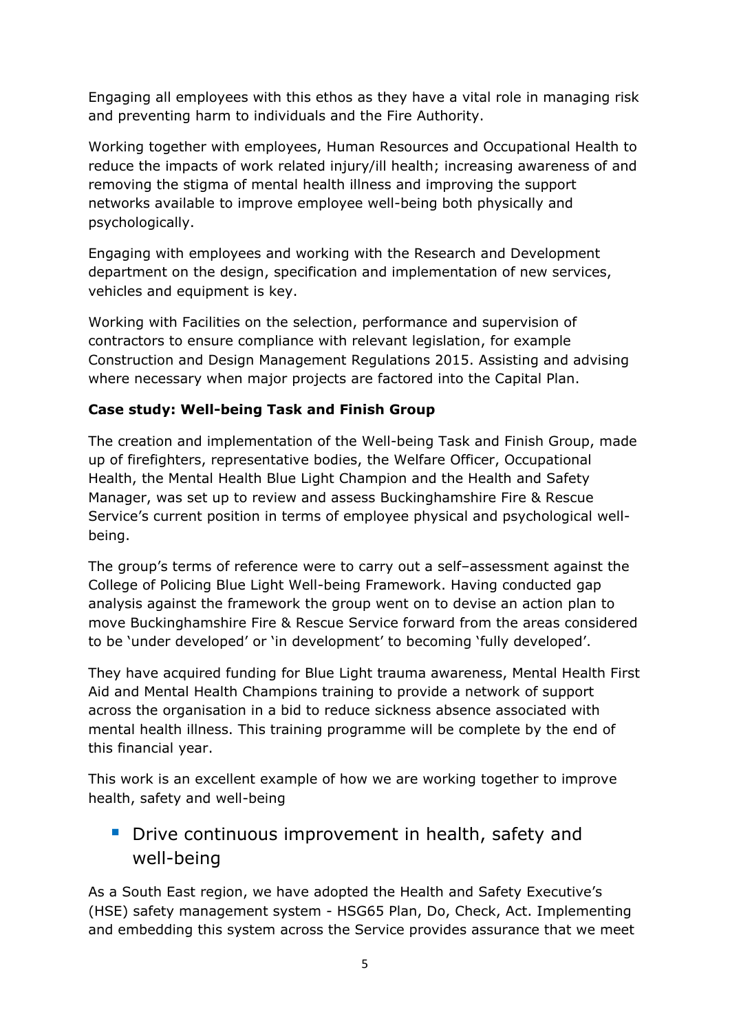Engaging all employees with this ethos as they have a vital role in managing risk and preventing harm to individuals and the Fire Authority.

Working together with employees, Human Resources and Occupational Health to reduce the impacts of work related injury/ill health; increasing awareness of and removing the stigma of mental health illness and improving the support networks available to improve employee well-being both physically and psychologically.

Engaging with employees and working with the Research and Development department on the design, specification and implementation of new services, vehicles and equipment is key.

Working with Facilities on the selection, performance and supervision of contractors to ensure compliance with relevant legislation, for example Construction and Design Management Regulations 2015. Assisting and advising where necessary when major projects are factored into the Capital Plan.

**Case study: Well-being Task and Finish Group**

The creation and implementation of the Well-being Task and Finish Group, made up of firefighters, representative bodies, the Welfare Officer, Occupational Health, the Mental Health Blue Light Champion and the Health and Safety Manager, was set up to review and assess Buckinghamshire Fire & Rescue Service's current position in terms of employee physical and psychological well-being.

The group's terms of reference were to carry out a self–assessment against the College of Policing Blue Light Well-being Framework. Having conducted gap analysis against the framework the group went on to devise an action plan to move Buckinghamshire Fire & Rescue Service forward from the areas considered to be 'under developed' or 'in development' to becoming 'fully developed'.

They have acquired funding for Blue Light trauma awareness, Mental Health First Aid and Mental Health Champions training to provide a network of support across the organisation in a bid to reduce sickness absence associated with mental health illness. This training programme will be complete by the end of this financial year.

This work is an excellent example of how we are working together to improve health, safety and well-being

## Drive continuous improvement in health, safety and well-being

As a South East region, we have adopted the Health and Safety Executive's (HSE) safety management system - HSG65 Plan, Do, Check, Act. Implementing and embedding this system across the Service provides assurance that we meet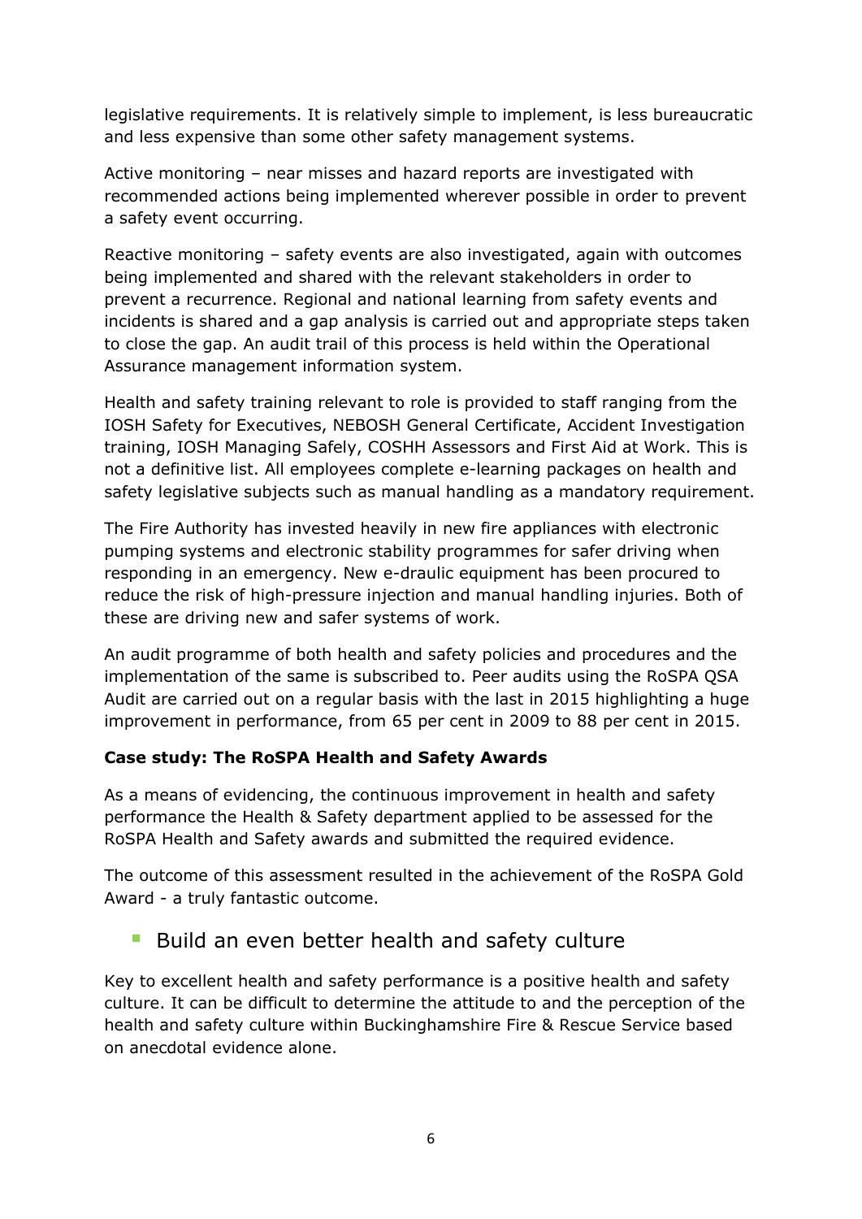legislative requirements. It is relatively simple to implement, is less bureaucratic and less expensive than some other safety management systems.

Active monitoring – near misses and hazard reports are investigated with recommended actions being implemented wherever possible in order to prevent a safety event occurring.

Reactive monitoring – safety events are also investigated, again with outcomes being implemented and shared with the relevant stakeholders in order to prevent a recurrence. Regional and national learning from safety events and incidents is shared and a gap analysis is carried out and appropriate steps taken to close the gap. An audit trail of this process is held within the Operational Assurance management information system.

Health and safety training relevant to role is provided to staff ranging from the IOSH Safety for Executives, NEBOSH General Certificate, Accident Investigation training, IOSH Managing Safely, COSHH Assessors and First Aid at Work. This is not a definitive list. All employees complete e-learning packages on health and safety legislative subjects such as manual handling as a mandatory requirement.

The Fire Authority has invested heavily in new fire appliances with electronic pumping systems and electronic stability programmes for safer driving when responding in an emergency. New e-draulic equipment has been procured to reduce the risk of high-pressure injection and manual handling injuries. Both of these are driving new and safer systems of work.

An audit programme of both health and safety policies and procedures and the implementation of the same is subscribed to. Peer audits using the RoSPA QSA Audit are carried out on a regular basis with the last in 2015 highlighting a huge improvement in performance, from 65 per cent in 2009 to 88 per cent in 2015.

**Case study: The RoSPA Health and Safety Awards**

As a means of evidencing, the continuous improvement in health and safety performance the Health & Safety department applied to be assessed for the RoSPA Health and Safety awards and submitted the required evidence.

The outcome of this assessment resulted in the achievement of the RoSPA Gold Award - a truly fantastic outcome.

## Build an even better health and safety culture

Key to excellent health and safety performance is a positive health and safety culture. It can be difficult to determine the attitude to and the perception of the health and safety culture within Buckinghamshire Fire & Rescue Service based on anecdotal evidence alone.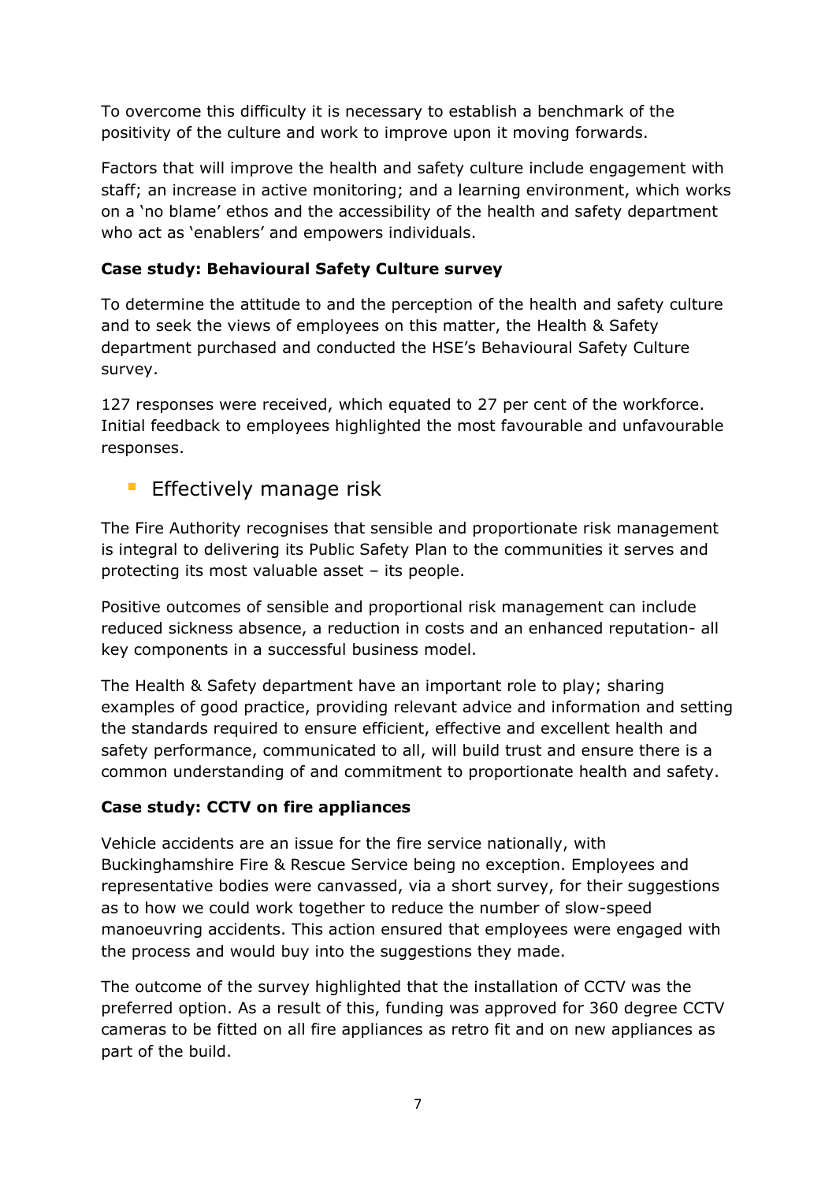To overcome this difficulty it is necessary to establish a benchmark of the positivity of the culture and work to improve upon it moving forwards.

Factors that will improve the health and safety culture include engagement with staff; an increase in active monitoring; and a learning environment, which works on a 'no blame' ethos and the accessibility of the health and safety department who act as 'enablers' and empowers individuals.

**Case study: Behavioural Safety Culture survey**

To determine the attitude to and the perception of the health and safety culture and to seek the views of employees on this matter, the Health & Safety department purchased and conducted the HSE's Behavioural Safety Culture survey.

127 responses were received, which equated to 27 per cent of the workforce. Initial feedback to employees highlighted the most favourable and unfavourable responses.

- Effectively manage risk

The Fire Authority recognises that sensible and proportionate risk management is integral to delivering its Public Safety Plan to the communities it serves and protecting its most valuable asset – its people.

Positive outcomes of sensible and proportional risk management can include reduced sickness absence, a reduction in costs and an enhanced reputation- all key components in a successful business model.

The Health & Safety department have an important role to play; sharing examples of good practice, providing relevant advice and information and setting the standards required to ensure efficient, effective and excellent health and safety performance, communicated to all, will build trust and ensure there is a common understanding of and commitment to proportionate health and safety.

**Case study: CCTV on fire appliances**

Vehicle accidents are an issue for the fire service nationally, with Buckinghamshire Fire & Rescue Service being no exception. Employees and representative bodies were canvassed, via a short survey, for their suggestions as to how we could work together to reduce the number of slow-speed manoeuvring accidents. This action ensured that employees were engaged with the process and would buy into the suggestions they made.

The outcome of the survey highlighted that the installation of CCTV was the preferred option. As a result of this, funding was approved for 360 degree CCTV cameras to be fitted on all fire appliances as retro fit and on new appliances as part of the build.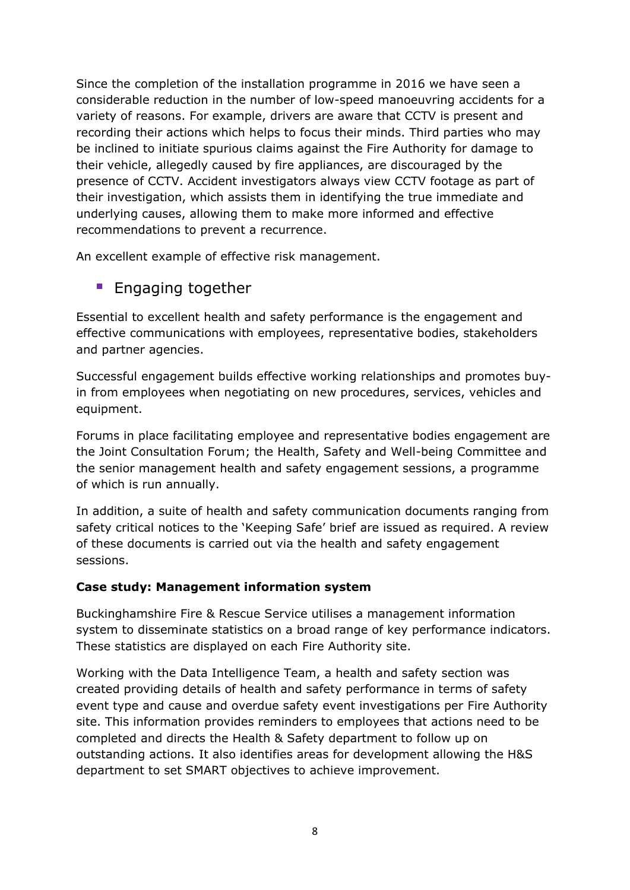Since the completion of the installation programme in 2016 we have seen a considerable reduction in the number of low-speed manoeuvring accidents for a variety of reasons. For example, drivers are aware that CCTV is present and recording their actions which helps to focus their minds. Third parties who may be inclined to initiate spurious claims against the Fire Authority for damage to their vehicle, allegedly caused by fire appliances, are discouraged by the presence of CCTV. Accident investigators always view CCTV footage as part of their investigation, which assists them in identifying the true immediate and underlying causes, allowing them to make more informed and effective recommendations to prevent a recurrence.

An excellent example of effective risk management.

## Engaging together

Essential to excellent health and safety performance is the engagement and effective communications with employees, representative bodies, stakeholders and partner agencies.

Successful engagement builds effective working relationships and promotes buy-in from employees when negotiating on new procedures, services, vehicles and equipment.

Forums in place facilitating employee and representative bodies engagement are the Joint Consultation Forum; the Health, Safety and Well-being Committee and the senior management health and safety engagement sessions, a programme of which is run annually.

In addition, a suite of health and safety communication documents ranging from safety critical notices to the 'Keeping Safe' brief are issued as required. A review of these documents is carried out via the health and safety engagement sessions.

**Case study: Management information system**

Buckinghamshire Fire & Rescue Service utilises a management information system to disseminate statistics on a broad range of key performance indicators. These statistics are displayed on each Fire Authority site.

Working with the Data Intelligence Team, a health and safety section was created providing details of health and safety performance in terms of safety event type and cause and overdue safety event investigations per Fire Authority site. This information provides reminders to employees that actions need to be completed and directs the Health & Safety department to follow up on outstanding actions. It also identifies areas for development allowing the H&S department to set SMART objectives to achieve improvement.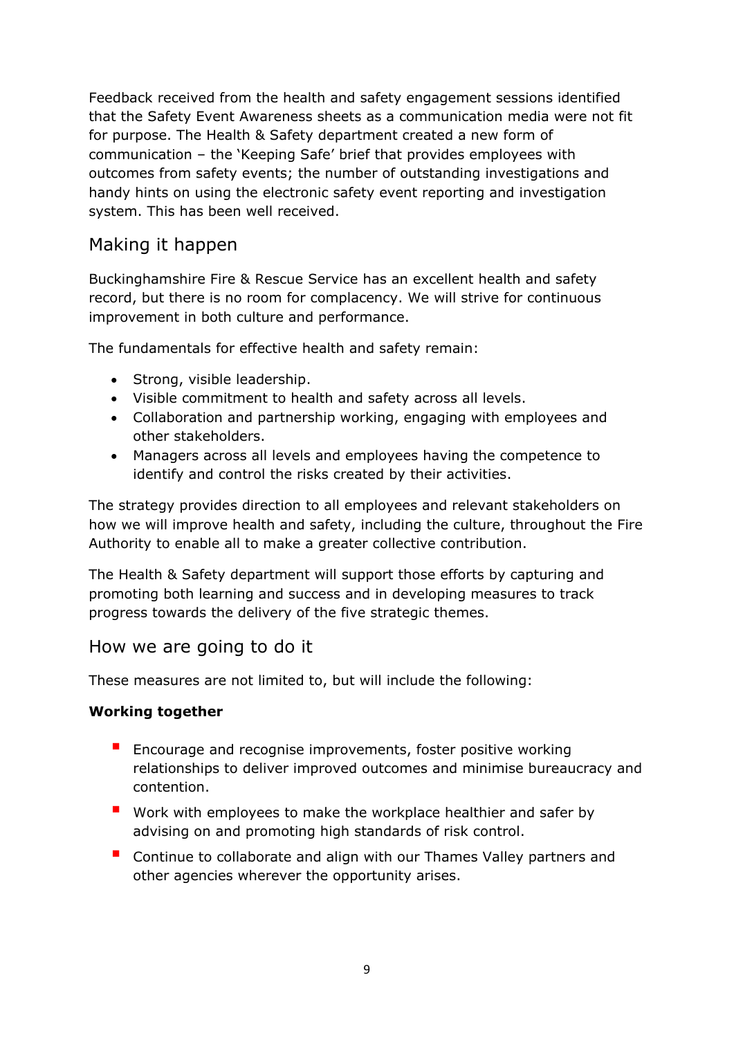Feedback received from the health and safety engagement sessions identified that the Safety Event Awareness sheets as a communication media were not fit for purpose. The Health & Safety department created a new form of communication – the 'Keeping Safe' brief that provides employees with outcomes from safety events; the number of outstanding investigations and handy hints on using the electronic safety event reporting and investigation system. This has been well received.

## Making it happen

Buckinghamshire Fire & Rescue Service has an excellent health and safety record, but there is no room for complacency. We will strive for continuous improvement in both culture and performance.

The fundamentals for effective health and safety remain:

- Strong, visible leadership.
- Visible commitment to health and safety across all levels.
- Collaboration and partnership working, engaging with employees and other stakeholders.
- Managers across all levels and employees having the competence to identify and control the risks created by their activities.

The strategy provides direction to all employees and relevant stakeholders on how we will improve health and safety, including the culture, throughout the Fire Authority to enable all to make a greater collective contribution.

The Health & Safety department will support those efforts by capturing and promoting both learning and success and in developing measures to track progress towards the delivery of the five strategic themes.

## How we are going to do it

These measures are not limited to, but will include the following:

**Working together**

- Encourage and recognise improvements, foster positive working relationships to deliver improved outcomes and minimise bureaucracy and contention.
- Work with employees to make the workplace healthier and safer by advising on and promoting high standards of risk control.
- Continue to collaborate and align with our Thames Valley partners and other agencies wherever the opportunity arises.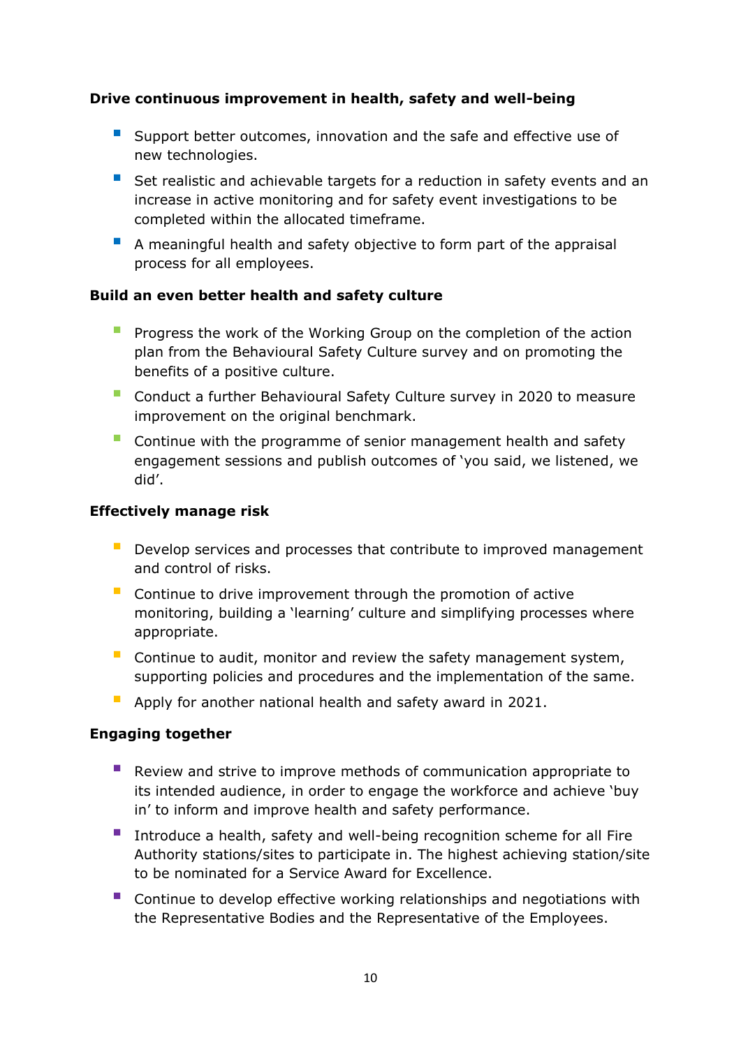**Drive continuous improvement in health, safety and well-being**

- Support better outcomes, innovation and the safe and effective use of new technologies.
- Set realistic and achievable targets for a reduction in safety events and an increase in active monitoring and for safety event investigations to be completed within the allocated timeframe.
- A meaningful health and safety objective to form part of the appraisal process for all employees.

**Build an even better health and safety culture**

- Progress the work of the Working Group on the completion of the action plan from the Behavioural Safety Culture survey and on promoting the benefits of a positive culture.
- Conduct a further Behavioural Safety Culture survey in 2020 to measure improvement on the original benchmark.
- Continue with the programme of senior management health and safety engagement sessions and publish outcomes of 'you said, we listened, we did'.

**Effectively manage risk**

- Develop services and processes that contribute to improved management and control of risks.
- Continue to drive improvement through the promotion of active monitoring, building a 'learning' culture and simplifying processes where appropriate.
- Continue to audit, monitor and review the safety management system, supporting policies and procedures and the implementation of the same.
- Apply for another national health and safety award in 2021.

**Engaging together**

- Review and strive to improve methods of communication appropriate to its intended audience, in order to engage the workforce and achieve 'buy in' to inform and improve health and safety performance.
- Introduce a health, safety and well-being recognition scheme for all Fire Authority stations/sites to participate in. The highest achieving station/site to be nominated for a Service Award for Excellence.
- Continue to develop effective working relationships and negotiations with the Representative Bodies and the Representative of the Employees.